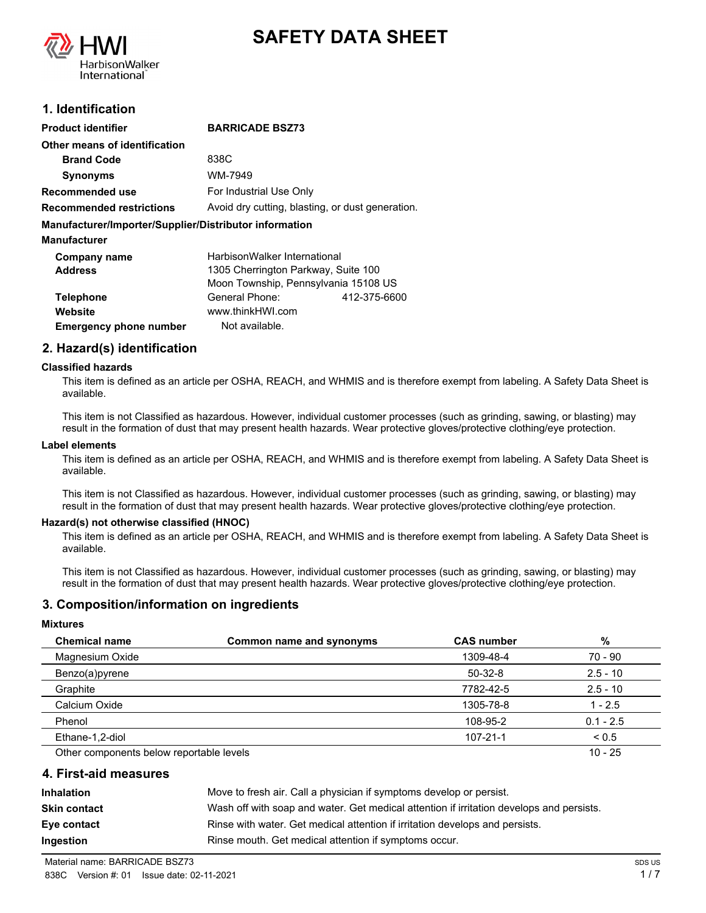# SAFETY DATA SHEET

HWI HarbisonWalker International

## 1. Identification

**Product identifier** **BARRICADE BSZ73**

**Other means of identification**

**Brand Code** 838C

**Synonyms** WM-7949

**Recommended use** For Industrial Use Only

**Recommended restrictions** Avoid dry cutting, blasting, or dust generation.

**Manufacturer/Importer/Supplier/Distributor information**

**Manufacturer**

**Company name** HarbisonWalker International

**Address** 1305 Cherrington Parkway, Suite 100
Moon Township, Pennsylvania 15108 US

**Telephone** General Phone: 412-375-6600

**Website** www.thinkHWI.com

**Emergency phone number** Not available.

## 2. Hazard(s) identification

**Classified hazards**

This item is defined as an article per OSHA, REACH, and WHMIS and is therefore exempt from labeling. A Safety Data Sheet is available.

This item is not Classified as hazardous. However, individual customer processes (such as grinding, sawing, or blasting) may result in the formation of dust that may present health hazards. Wear protective gloves/protective clothing/eye protection.

**Label elements**

This item is defined as an article per OSHA, REACH, and WHMIS and is therefore exempt from labeling. A Safety Data Sheet is available.

This item is not Classified as hazardous. However, individual customer processes (such as grinding, sawing, or blasting) may result in the formation of dust that may present health hazards. Wear protective gloves/protective clothing/eye protection.

**Hazard(s) not otherwise classified (HNOC)**

This item is defined as an article per OSHA, REACH, and WHMIS and is therefore exempt from labeling. A Safety Data Sheet is available.

This item is not Classified as hazardous. However, individual customer processes (such as grinding, sawing, or blasting) may result in the formation of dust that may present health hazards. Wear protective gloves/protective clothing/eye protection.

## 3. Composition/information on ingredients

**Mixtures**

| Chemical name | Common name and synonyms | CAS number | % |
|---|---|---|---|
| Magnesium Oxide | | 1309-48-4 | 70 - 90 |
| Benzo(a)pyrene | | 50-32-8 | 2.5 - 10 |
| Graphite | | 7782-42-5 | 2.5 - 10 |
| Calcium Oxide | | 1305-78-8 | 1 - 2.5 |
| Phenol | | 108-95-2 | 0.1 - 2.5 |
| Ethane-1,2-diol | | 107-21-1 | < 0.5 |
| Other components below reportable levels | | | 10 - 25 |

## 4. First-aid measures

**Inhalation** Move to fresh air. Call a physician if symptoms develop or persist.

**Skin contact** Wash off with soap and water. Get medical attention if irritation develops and persists.

**Eye contact** Rinse with water. Get medical attention if irritation develops and persists.

**Ingestion** Rinse mouth. Get medical attention if symptoms occur.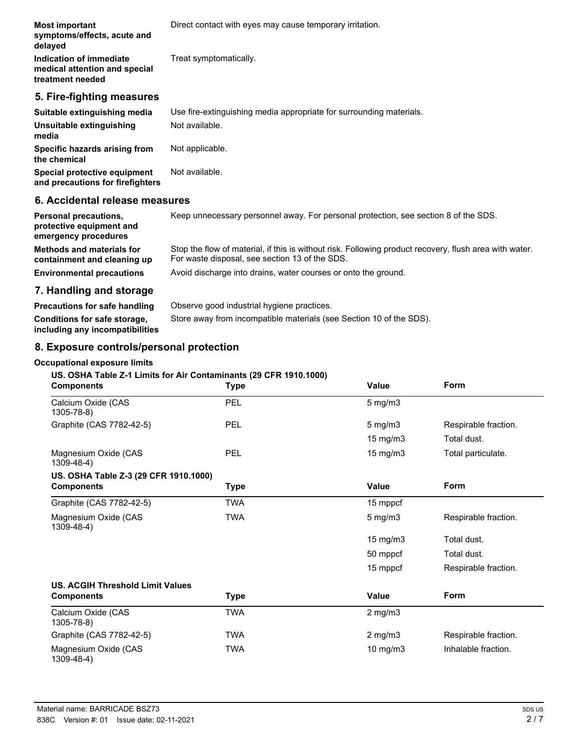| | |
|---|---|
| **Most important symptoms/effects, acute and delayed** | Direct contact with eyes may cause temporary irritation. |
| **Indication of immediate medical attention and special treatment needed** | Treat symptomatically. |

## 5. Fire-fighting measures

| | |
|---|---|
| **Suitable extinguishing media** | Use fire-extinguishing media appropriate for surrounding materials. |
| **Unsuitable extinguishing media** | Not available. |
| **Specific hazards arising from the chemical** | Not applicable. |
| **Special protective equipment and precautions for firefighters** | Not available. |

## 6. Accidental release measures

| | |
|---|---|
| **Personal precautions, protective equipment and emergency procedures** | Keep unnecessary personnel away. For personal protection, see section 8 of the SDS. |
| **Methods and materials for containment and cleaning up** | Stop the flow of material, if this is without risk. Following product recovery, flush area with water. For waste disposal, see section 13 of the SDS. |
| **Environmental precautions** | Avoid discharge into drains, water courses or onto the ground. |

## 7. Handling and storage

| | |
|---|---|
| **Precautions for safe handling** | Observe good industrial hygiene practices. |
| **Conditions for safe storage, including any incompatibilities** | Store away from incompatible materials (see Section 10 of the SDS). |

## 8. Exposure controls/personal protection

**Occupational exposure limits**

**US. OSHA Table Z-1 Limits for Air Contaminants (29 CFR 1910.1000)**

| Components | Type | Value | Form |
|---|---|---|---|
| Calcium Oxide (CAS 1305-78-8) | PEL | 5 mg/m3 | |
| Graphite (CAS 7782-42-5) | PEL | 5 mg/m3 | Respirable fraction. |
| | | 15 mg/m3 | Total dust. |
| Magnesium Oxide (CAS 1309-48-4) | PEL | 15 mg/m3 | Total particulate. |

**US. OSHA Table Z-3 (29 CFR 1910.1000)**

| Components | Type | Value | Form |
|---|---|---|---|
| Graphite (CAS 7782-42-5) | TWA | 15 mppcf | |
| Magnesium Oxide (CAS 1309-48-4) | TWA | 5 mg/m3 | Respirable fraction. |
| | | 15 mg/m3 | Total dust. |
| | | 50 mppcf | Total dust. |
| | | 15 mppcf | Respirable fraction. |

**US. ACGIH Threshold Limit Values**

| Components | Type | Value | Form |
|---|---|---|---|
| Calcium Oxide (CAS 1305-78-8) | TWA | 2 mg/m3 | |
| Graphite (CAS 7782-42-5) | TWA | 2 mg/m3 | Respirable fraction. |
| Magnesium Oxide (CAS 1309-48-4) | TWA | 10 mg/m3 | Inhalable fraction. |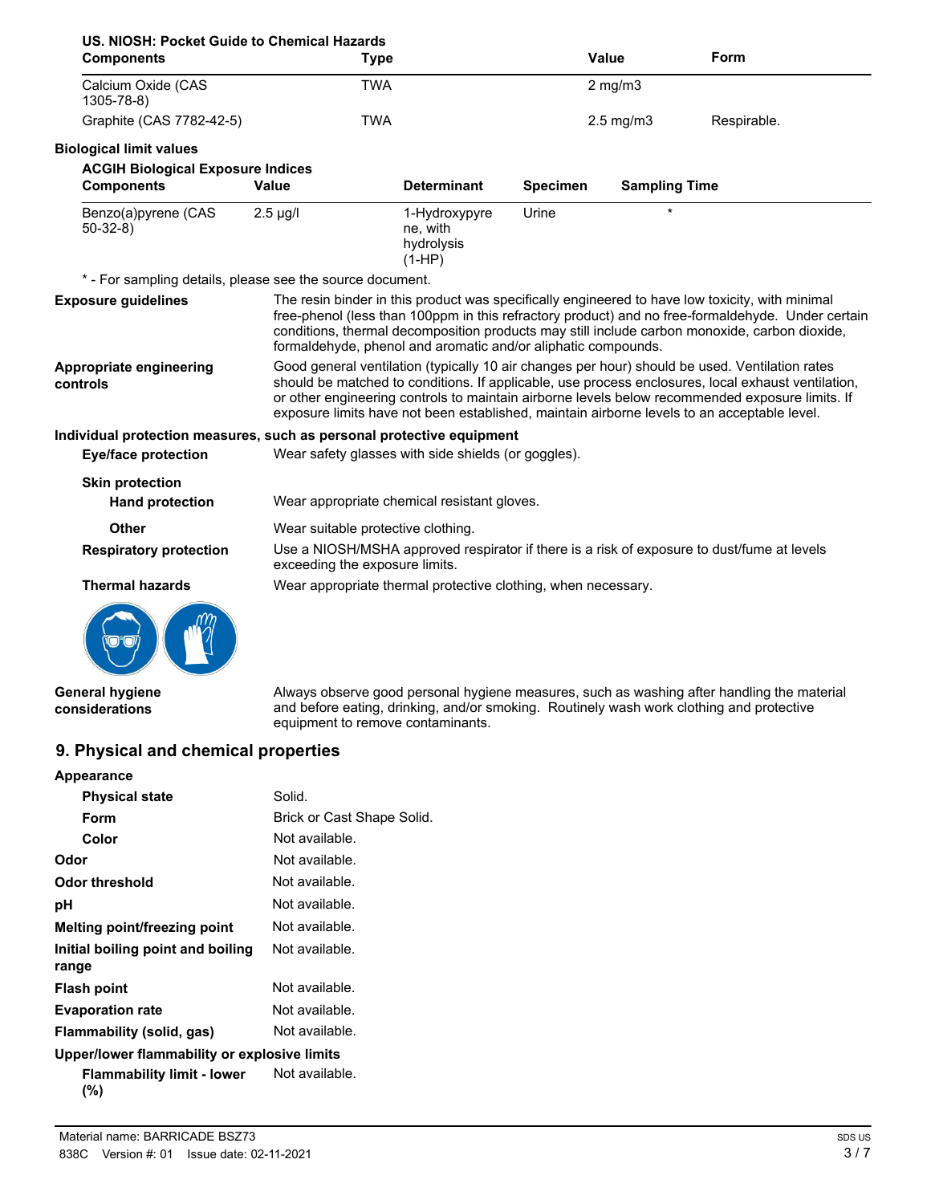**US. NIOSH: Pocket Guide to Chemical Hazards**

| Components | Type | Value | Form |
|---|---|---|---|
| Calcium Oxide (CAS 1305-78-8) | TWA | 2 mg/m3 | |
| Graphite (CAS 7782-42-5) | TWA | 2.5 mg/m3 | Respirable. |

**Biological limit values**

**ACGIH Biological Exposure Indices**

| Components | Value | Determinant | Specimen | Sampling Time |
|---|---|---|---|---|
| Benzo(a)pyrene (CAS 50-32-8) | 2.5 µg/l | 1-Hydroxypyrene, with hydrolysis (1-HP) | Urine | * |

\* - For sampling details, please see the source document.

**Exposure guidelines** The resin binder in this product was specifically engineered to have low toxicity, with minimal free-phenol (less than 100ppm in this refractory product) and no free-formaldehyde. Under certain conditions, thermal decomposition products may still include carbon monoxide, carbon dioxide, formaldehyde, phenol and aromatic and/or aliphatic compounds.

**Appropriate engineering controls** Good general ventilation (typically 10 air changes per hour) should be used. Ventilation rates should be matched to conditions. If applicable, use process enclosures, local exhaust ventilation, or other engineering controls to maintain airborne levels below recommended exposure limits. If exposure limits have not been established, maintain airborne levels to an acceptable level.

**Individual protection measures, such as personal protective equipment**

**Eye/face protection** Wear safety glasses with side shields (or goggles).

**Skin protection**

**Hand protection** Wear appropriate chemical resistant gloves.

**Other** Wear suitable protective clothing.

**Respiratory protection** Use a NIOSH/MSHA approved respirator if there is a risk of exposure to dust/fume at levels exceeding the exposure limits.

**Thermal hazards** Wear appropriate thermal protective clothing, when necessary.

**General hygiene considerations** Always observe good personal hygiene measures, such as washing after handling the material and before eating, drinking, and/or smoking. Routinely wash work clothing and protective equipment to remove contaminants.

## 9. Physical and chemical properties

**Appearance**

**Physical state** Solid.

**Form** Brick or Cast Shape Solid.

**Color** Not available.

**Odor** Not available.

**Odor threshold** Not available.

**pH** Not available.

**Melting point/freezing point** Not available.

**Initial boiling point and boiling range** Not available.

**Flash point** Not available.

**Evaporation rate** Not available.

**Flammability (solid, gas)** Not available.

**Upper/lower flammability or explosive limits**

**Flammability limit - lower (%)** Not available.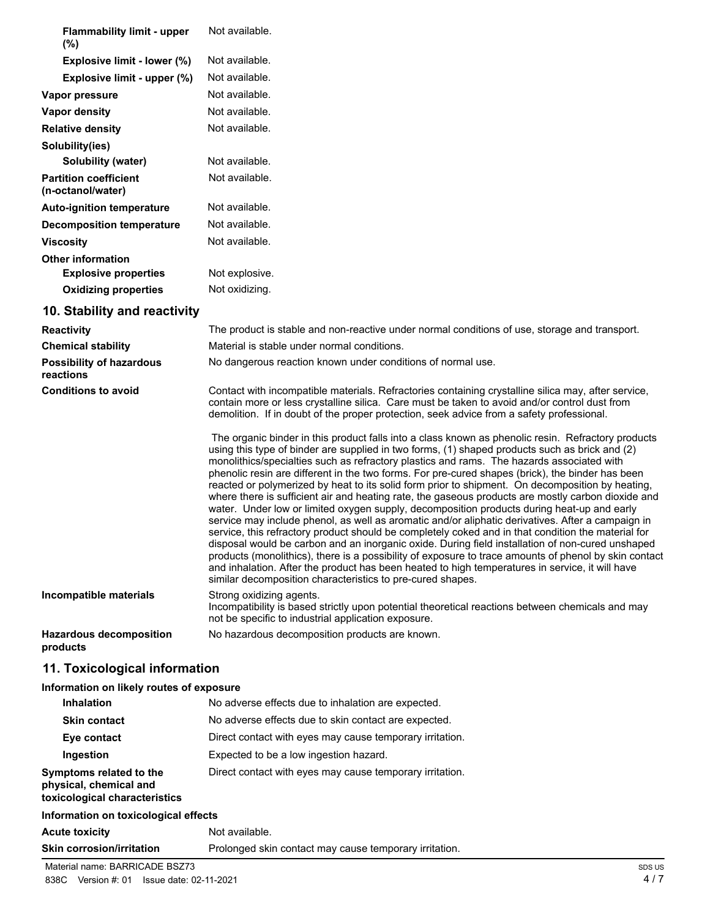| | |
|---|---|
| **Flammability limit - upper (%)** | Not available. |
| **Explosive limit - lower (%)** | Not available. |
| **Explosive limit - upper (%)** | Not available. |
| **Vapor pressure** | Not available. |
| **Vapor density** | Not available. |
| **Relative density** | Not available. |
| **Solubility(ies)** | |
| **Solubility (water)** | Not available. |
| **Partition coefficient (n-octanol/water)** | Not available. |
| **Auto-ignition temperature** | Not available. |
| **Decomposition temperature** | Not available. |
| **Viscosity** | Not available. |
| **Other information** | |
| **Explosive properties** | Not explosive. |
| **Oxidizing properties** | Not oxidizing. |

## 10. Stability and reactivity

**Reactivity** The product is stable and non-reactive under normal conditions of use, storage and transport.

**Chemical stability** Material is stable under normal conditions.

**Possibility of hazardous reactions** No dangerous reaction known under conditions of normal use.

**Conditions to avoid** Contact with incompatible materials. Refractories containing crystalline silica may, after service, contain more or less crystalline silica. Care must be taken to avoid and/or control dust from demolition. If in doubt of the proper protection, seek advice from a safety professional.

The organic binder in this product falls into a class known as phenolic resin. Refractory products using this type of binder are supplied in two forms, (1) shaped products such as brick and (2) monolithics/specialties such as refractory plastics and rams. The hazards associated with phenolic resin are different in the two forms. For pre-cured shapes (brick), the binder has been reacted or polymerized by heat to its solid form prior to shipment. On decomposition by heating, where there is sufficient air and heating rate, the gaseous products are mostly carbon dioxide and water. Under low or limited oxygen supply, decomposition products during heat-up and early service may include phenol, as well as aromatic and/or aliphatic derivatives. After a campaign in service, this refractory product should be completely coked and in that condition the material for disposal would be carbon and an inorganic oxide. During field installation of non-cured unshaped products (monolithics), there is a possibility of exposure to trace amounts of phenol by skin contact and inhalation. After the product has been heated to high temperatures in service, it will have similar decomposition characteristics to pre-cured shapes.

**Incompatible materials** Strong oxidizing agents.
Incompatibility is based strictly upon potential theoretical reactions between chemicals and may not be specific to industrial application exposure.

**Hazardous decomposition products** No hazardous decomposition products are known.

## 11. Toxicological information

**Information on likely routes of exposure**

| | |
|---|---|
| **Inhalation** | No adverse effects due to inhalation are expected. |
| **Skin contact** | No adverse effects due to skin contact are expected. |
| **Eye contact** | Direct contact with eyes may cause temporary irritation. |
| **Ingestion** | Expected to be a low ingestion hazard. |
| **Symptoms related to the physical, chemical and toxicological characteristics** | Direct contact with eyes may cause temporary irritation. |

**Information on toxicological effects**

| | |
|---|---|
| **Acute toxicity** | Not available. |
| **Skin corrosion/irritation** | Prolonged skin contact may cause temporary irritation. |

Material name: BARRICADE BSZ73
838C Version #: 01 Issue date: 02-11-2021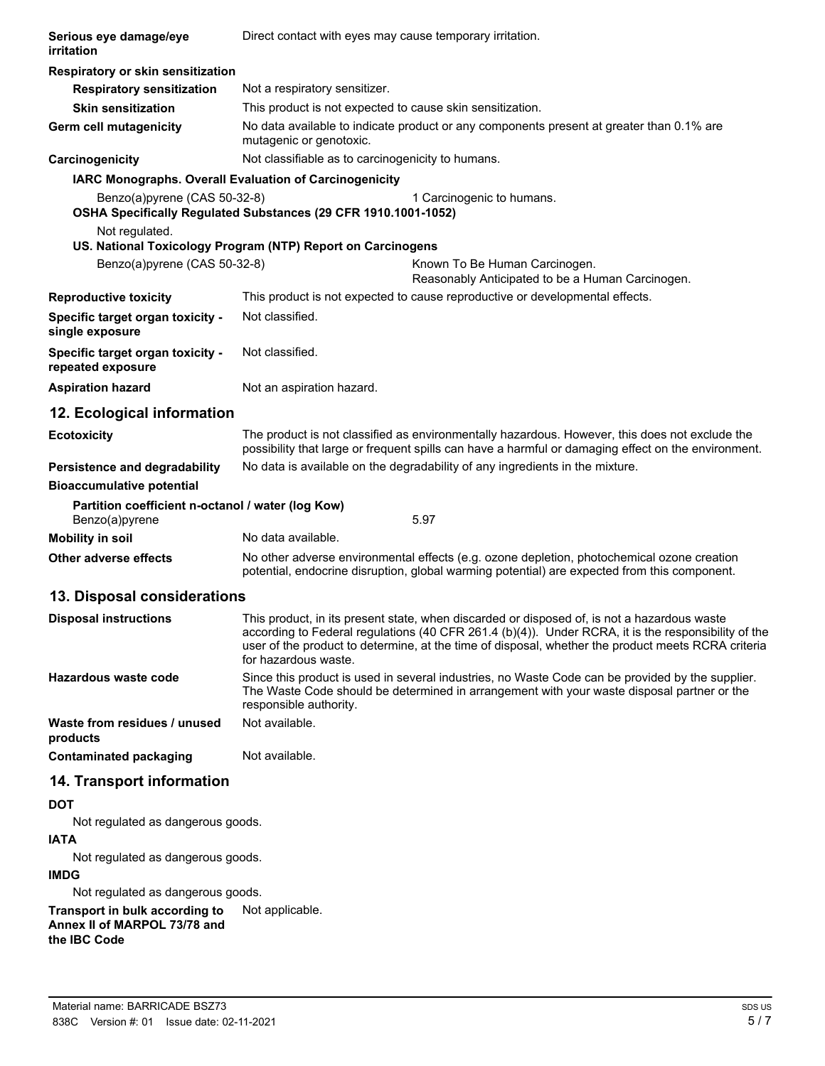**Serious eye damage/eye irritation** — Direct contact with eyes may cause temporary irritation.

**Respiratory or skin sensitization**

**Respiratory sensitization** — Not a respiratory sensitizer.

**Skin sensitization** — This product is not expected to cause skin sensitization.

**Germ cell mutagenicity** — No data available to indicate product or any components present at greater than 0.1% are mutagenic or genotoxic.

**Carcinogenicity** — Not classifiable as to carcinogenicity to humans.

**IARC Monographs. Overall Evaluation of Carcinogenicity**

| | |
|---|---|
| Benzo(a)pyrene (CAS 50-32-8) | 1 Carcinogenic to humans. |

**OSHA Specifically Regulated Substances (29 CFR 1910.1001-1052)**

Not regulated.

**US. National Toxicology Program (NTP) Report on Carcinogens**

| | |
|---|---|
| Benzo(a)pyrene (CAS 50-32-8) | Known To Be Human Carcinogen.<br>Reasonably Anticipated to be a Human Carcinogen. |

**Reproductive toxicity** — This product is not expected to cause reproductive or developmental effects.

**Specific target organ toxicity - single exposure** — Not classified.

**Specific target organ toxicity - repeated exposure** — Not classified.

**Aspiration hazard** — Not an aspiration hazard.

## 12. Ecological information

**Ecotoxicity** — The product is not classified as environmentally hazardous. However, this does not exclude the possibility that large or frequent spills can have a harmful or damaging effect on the environment.

**Persistence and degradability** — No data is available on the degradability of any ingredients in the mixture.

**Bioaccumulative potential**

**Partition coefficient n-octanol / water (log Kow)**

| | |
|---|---|
| Benzo(a)pyrene | 5.97 |

**Mobility in soil** — No data available.

**Other adverse effects** — No other adverse environmental effects (e.g. ozone depletion, photochemical ozone creation potential, endocrine disruption, global warming potential) are expected from this component.

## 13. Disposal considerations

**Disposal instructions** — This product, in its present state, when discarded or disposed of, is not a hazardous waste according to Federal regulations (40 CFR 261.4 (b)(4)). Under RCRA, it is the responsibility of the user of the product to determine, at the time of disposal, whether the product meets RCRA criteria for hazardous waste.

**Hazardous waste code** — Since this product is used in several industries, no Waste Code can be provided by the supplier. The Waste Code should be determined in arrangement with your waste disposal partner or the responsible authority.

**Waste from residues / unused products** — Not available.

**Contaminated packaging** — Not available.

## 14. Transport information

**DOT**

Not regulated as dangerous goods.

**IATA**

Not regulated as dangerous goods.

**IMDG**

Not regulated as dangerous goods.

**Transport in bulk according to Annex II of MARPOL 73/78 and the IBC Code** — Not applicable.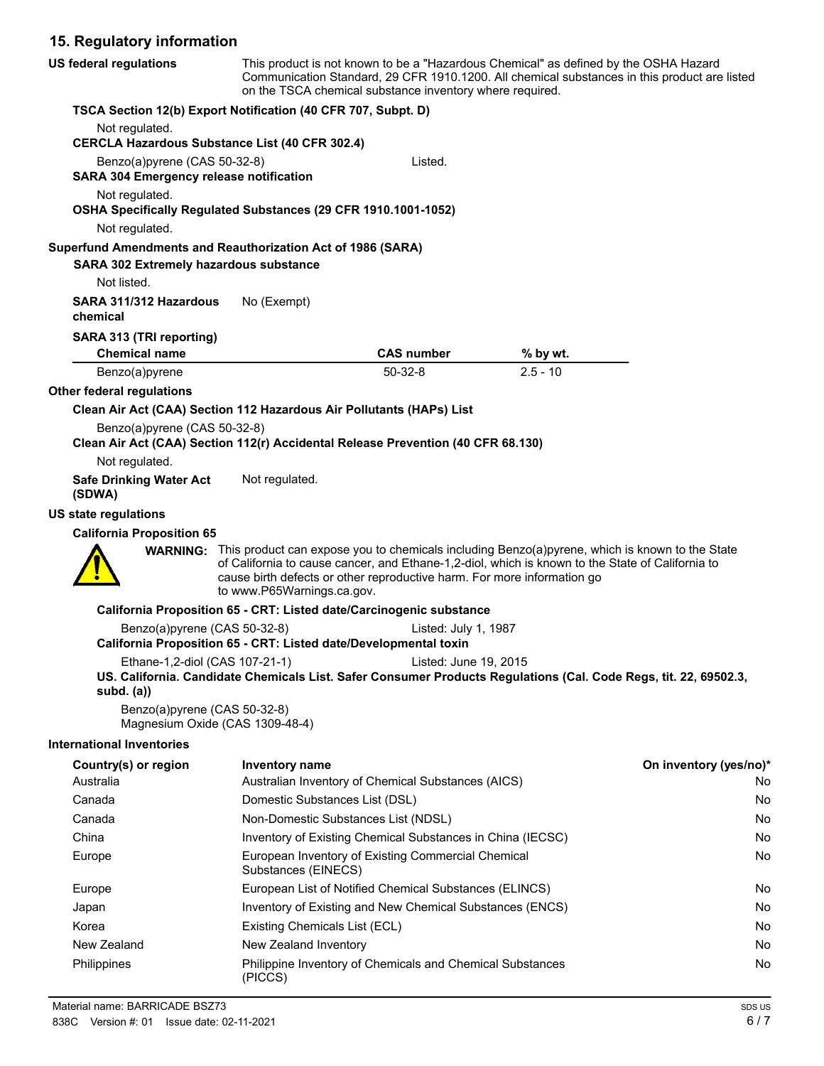## 15. Regulatory information

**US federal regulations**

This product is not known to be a "Hazardous Chemical" as defined by the OSHA Hazard Communication Standard, 29 CFR 1910.1200. All chemical substances in this product are listed on the TSCA chemical substance inventory where required.

**TSCA Section 12(b) Export Notification (40 CFR 707, Subpt. D)**

Not regulated.

**CERCLA Hazardous Substance List (40 CFR 302.4)**

Benzo(a)pyrene (CAS 50-32-8) Listed.

**SARA 304 Emergency release notification**

Not regulated.

**OSHA Specifically Regulated Substances (29 CFR 1910.1001-1052)**

Not regulated.

**Superfund Amendments and Reauthorization Act of 1986 (SARA)**

**SARA 302 Extremely hazardous substance**

Not listed.

**SARA 311/312 Hazardous chemical** No (Exempt)

**SARA 313 (TRI reporting)**

| Chemical name | CAS number | % by wt. |
|---|---|---|
| Benzo(a)pyrene | 50-32-8 | 2.5 - 10 |

**Other federal regulations**

**Clean Air Act (CAA) Section 112 Hazardous Air Pollutants (HAPs) List**

Benzo(a)pyrene (CAS 50-32-8)

**Clean Air Act (CAA) Section 112(r) Accidental Release Prevention (40 CFR 68.130)**

Not regulated.

**Safe Drinking Water Act (SDWA)** Not regulated.

**US state regulations**

**California Proposition 65**

**WARNING:** This product can expose you to chemicals including Benzo(a)pyrene, which is known to the State of California to cause cancer, and Ethane-1,2-diol, which is known to the State of California to cause birth defects or other reproductive harm. For more information go to www.P65Warnings.ca.gov.

**California Proposition 65 - CRT: Listed date/Carcinogenic substance**

Benzo(a)pyrene (CAS 50-32-8) Listed: July 1, 1987

**California Proposition 65 - CRT: Listed date/Developmental toxin**

Ethane-1,2-diol (CAS 107-21-1) Listed: June 19, 2015

**US. California. Candidate Chemicals List. Safer Consumer Products Regulations (Cal. Code Regs, tit. 22, 69502.3, subd. (a))**

Benzo(a)pyrene (CAS 50-32-8)
Magnesium Oxide (CAS 1309-48-4)

**International Inventories**

| Country(s) or region | Inventory name | On inventory (yes/no)* |
|---|---|---|
| Australia | Australian Inventory of Chemical Substances (AICS) | No |
| Canada | Domestic Substances List (DSL) | No |
| Canada | Non-Domestic Substances List (NDSL) | No |
| China | Inventory of Existing Chemical Substances in China (IECSC) | No |
| Europe | European Inventory of Existing Commercial Chemical Substances (EINECS) | No |
| Europe | European List of Notified Chemical Substances (ELINCS) | No |
| Japan | Inventory of Existing and New Chemical Substances (ENCS) | No |
| Korea | Existing Chemicals List (ECL) | No |
| New Zealand | New Zealand Inventory | No |
| Philippines | Philippine Inventory of Chemicals and Chemical Substances (PICCS) | No |

Material name: BARRICADE BSZ73
838C Version #: 01 Issue date: 02-11-2021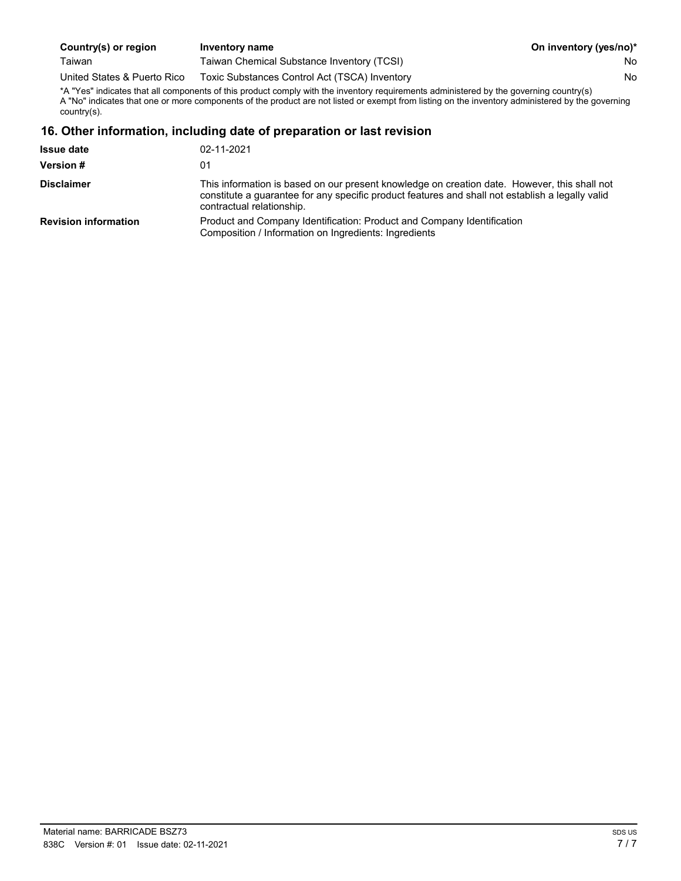| Country(s) or region | Inventory name | On inventory (yes/no)* |
| --- | --- | --- |
| Taiwan | Taiwan Chemical Substance Inventory (TCSI) | No |
| United States & Puerto Rico | Toxic Substances Control Act (TSCA) Inventory | No |

*A "Yes" indicates that all components of this product comply with the inventory requirements administered by the governing country(s)
A "No" indicates that one or more components of the product are not listed or exempt from listing on the inventory administered by the governing country(s).

## 16. Other information, including date of preparation or last revision

| | |
| --- | --- |
| **Issue date** | 02-11-2021 |
| **Version #** | 01 |
| **Disclaimer** | This information is based on our present knowledge on creation date. However, this shall not constitute a guarantee for any specific product features and shall not establish a legally valid contractual relationship. |
| **Revision information** | Product and Company Identification: Product and Company Identification<br>Composition / Information on Ingredients: Ingredients |